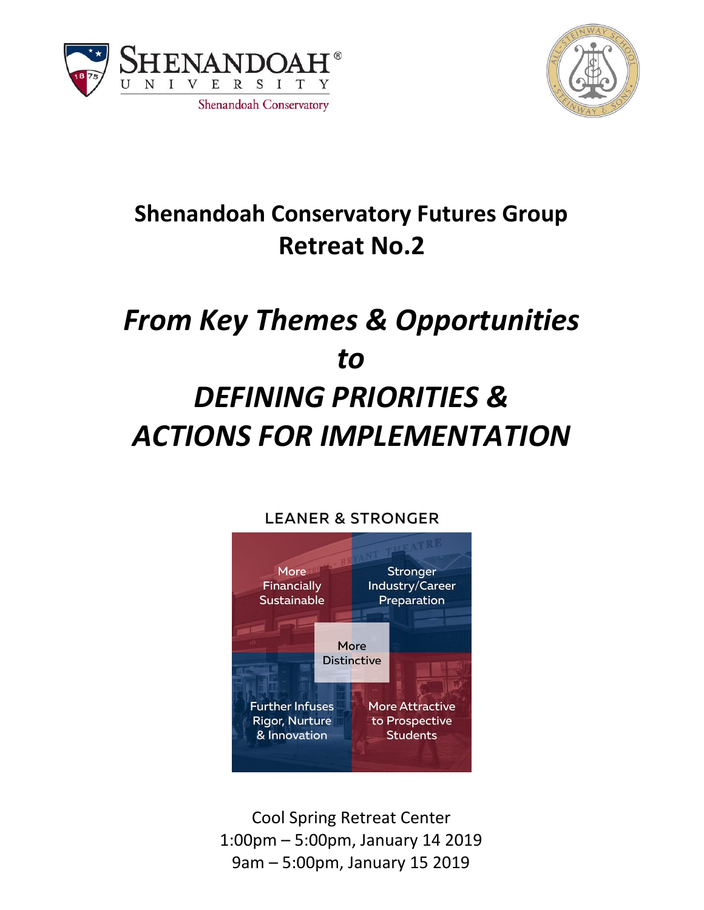# Shenandoah Conservatory Futures Group
# Retreat No.2

## *From Key Themes & Opportunities*
## *to*
## *DEFINING PRIORITIES &*
## *ACTIONS FOR IMPLEMENTATION*

LEANER & STRONGER

More Financially Sustainable

Stronger Industry/Career Preparation

More Distinctive

Further Infuses Rigor, Nurture & Innovation

More Attractive to Prospective Students

Cool Spring Retreat Center
1:00pm – 5:00pm, January 14 2019
9am – 5:00pm, January 15 2019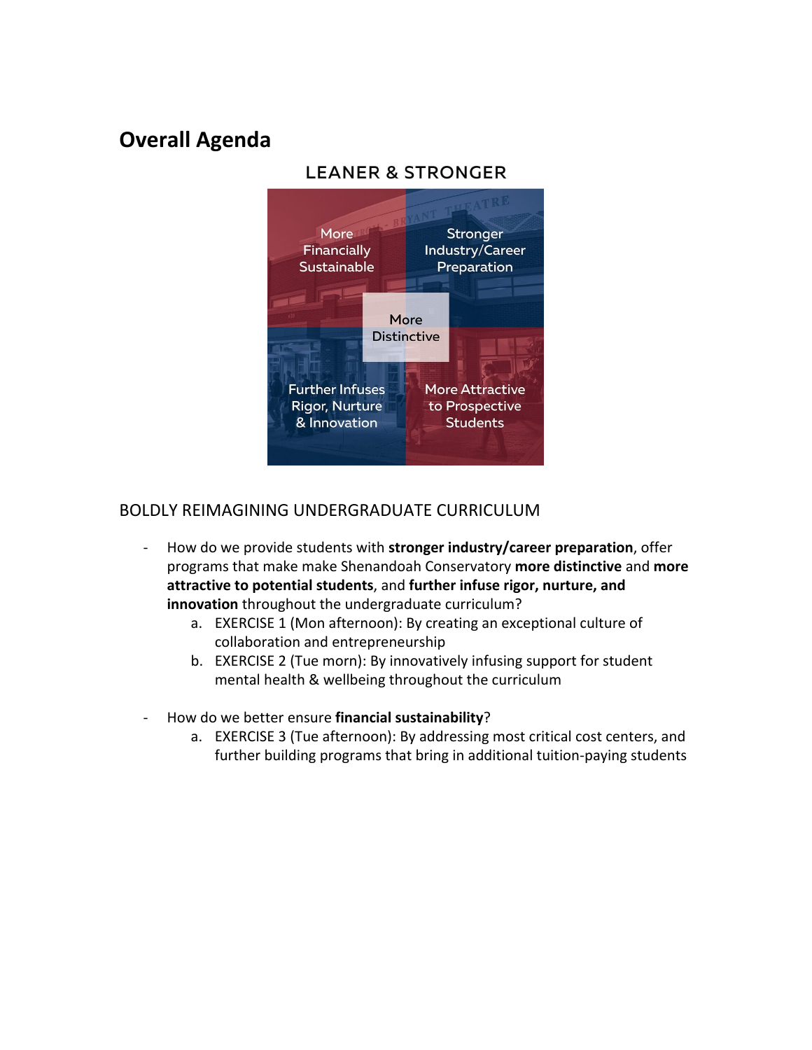## Overall Agenda

LEANER & STRONGER

More Financially Sustainable

Stronger Industry/Career Preparation

More Distinctive

Further Infuses Rigor, Nurture & Innovation

More Attractive to Prospective Students

BOLDLY REIMAGINING UNDERGRADUATE CURRICULUM

- How do we provide students with **stronger industry/career preparation**, offer programs that make make Shenandoah Conservatory **more distinctive** and **more attractive to potential students**, and **further infuse rigor, nurture, and innovation** throughout the undergraduate curriculum?
    a. EXERCISE 1 (Mon afternoon): By creating an exceptional culture of collaboration and entrepreneurship
    b. EXERCISE 2 (Tue morn): By innovatively infusing support for student mental health & wellbeing throughout the curriculum

- How do we better ensure **financial sustainability**?
    a. EXERCISE 3 (Tue afternoon): By addressing most critical cost centers, and further building programs that bring in additional tuition-paying students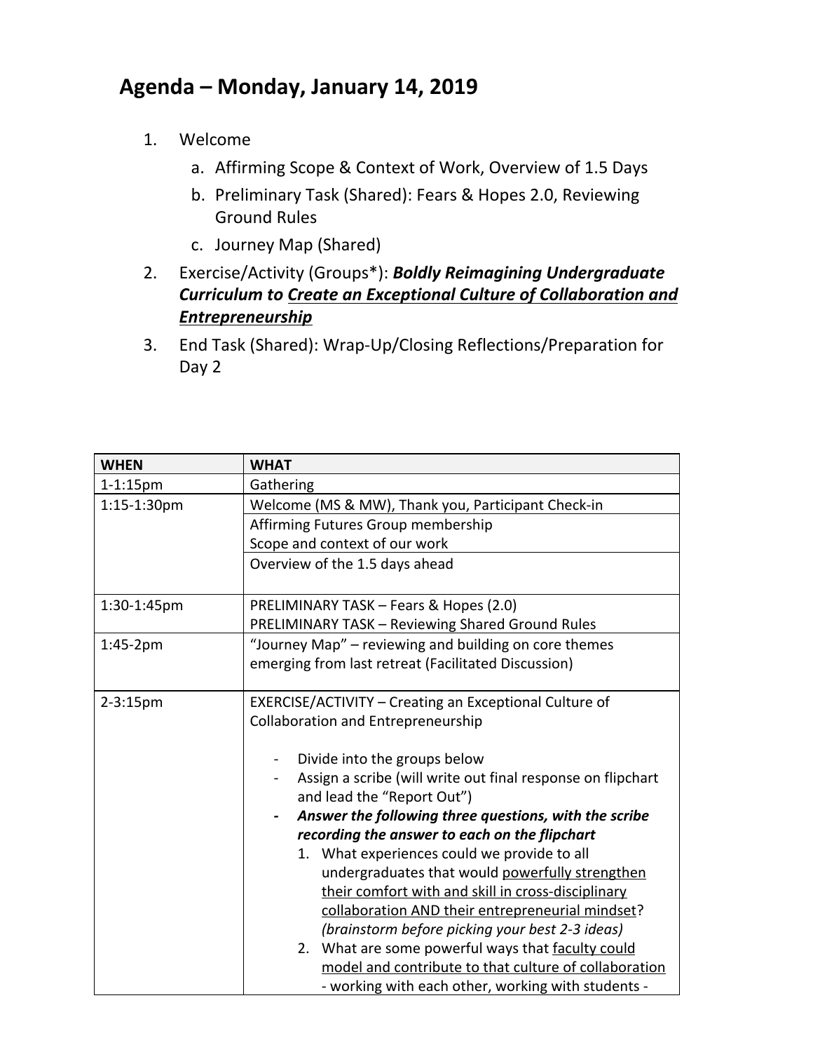# Agenda – Monday, January 14, 2019

1. Welcome
   a. Affirming Scope & Context of Work, Overview of 1.5 Days
   b. Preliminary Task (Shared): Fears & Hopes 2.0, Reviewing Ground Rules
   c. Journey Map (Shared)
2. Exercise/Activity (Groups*): ***Boldly Reimagining Undergraduate Curriculum to <u>Create an Exceptional Culture of Collaboration and Entrepreneurship</u>***
3. End Task (Shared): Wrap-Up/Closing Reflections/Preparation for Day 2

| WHEN | WHAT |
|---|---|
| 1-1:15pm | Gathering |
| 1:15-1:30pm | Welcome (MS & MW), Thank you, Participant Check-in |
| | Affirming Futures Group membership<br>Scope and context of our work |
| | Overview of the 1.5 days ahead |
| 1:30-1:45pm | PRELIMINARY TASK – Fears & Hopes (2.0)<br>PRELIMINARY TASK – Reviewing Shared Ground Rules |
| 1:45-2pm | "Journey Map" – reviewing and building on core themes emerging from last retreat (Facilitated Discussion) |
| 2-3:15pm | EXERCISE/ACTIVITY – Creating an Exceptional Culture of Collaboration and Entrepreneurship<br><br>- Divide into the groups below<br>- Assign a scribe (will write out final response on flipchart and lead the "Report Out")<br>- ***Answer the following three questions, with the scribe recording the answer to each on the flipchart***<br>1. What experiences could we provide to all undergraduates that would <u>powerfully strengthen their comfort with and skill in cross-disciplinary collaboration AND their entrepreneurial mindset</u>? *(brainstorm before picking your best 2-3 ideas)*<br>2. What are some powerful ways that <u>faculty could model and contribute to that culture of collaboration</u> - working with each other, working with students - |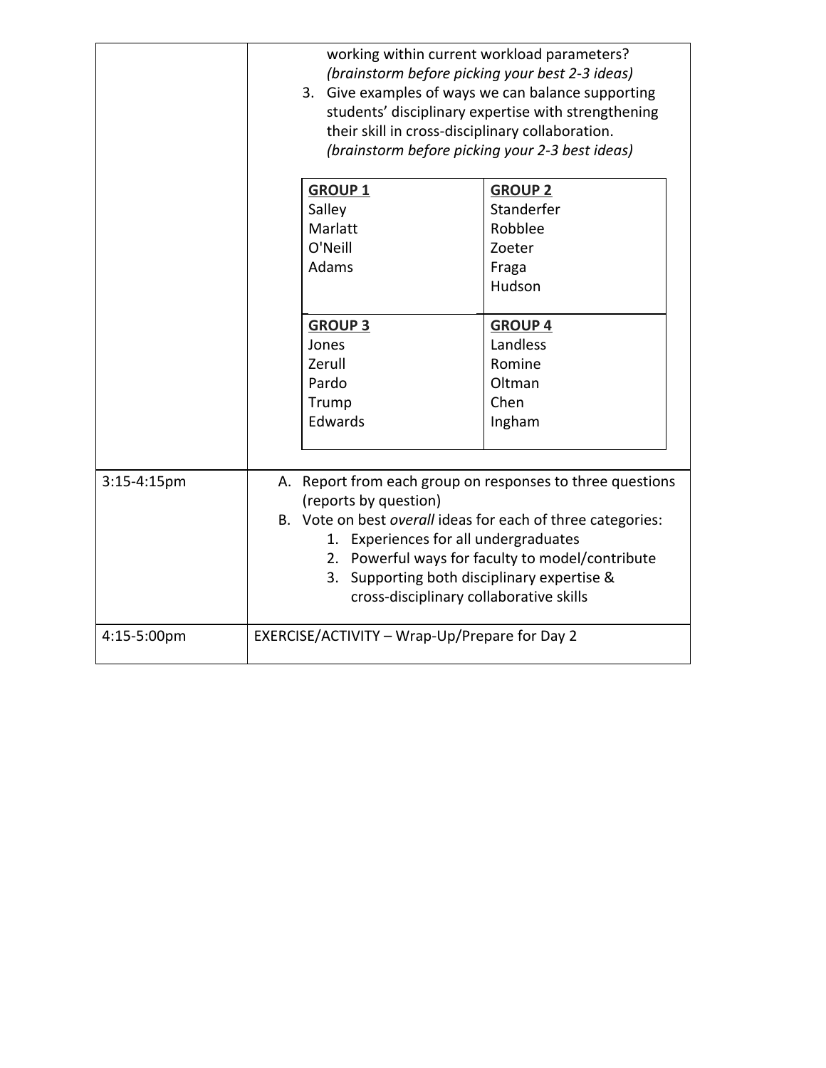| | |
|---|---|
| | working within current workload parameters? *(brainstorm before picking your best 2-3 ideas)*<br>3. Give examples of ways we can balance supporting students' disciplinary expertise with strengthening their skill in cross-disciplinary collaboration. *(brainstorm before picking your 2-3 best ideas)*<br><br>**GROUP 1**: Salley, Marlatt, O'Neill, Adams<br>**GROUP 2**: Standerfer, Robblee, Zoeter, Fraga, Hudson<br>**GROUP 3**: Jones, Zerull, Pardo, Trump, Edwards<br>**GROUP 4**: Landless, Romine, Oltman, Chen, Ingham |
| 3:15-4:15pm | A. Report from each group on responses to three questions (reports by question)<br>B. Vote on best *overall* ideas for each of three categories:<br>1. Experiences for all undergraduates<br>2. Powerful ways for faculty to model/contribute<br>3. Supporting both disciplinary expertise & cross-disciplinary collaborative skills |
| 4:15-5:00pm | EXERCISE/ACTIVITY – Wrap-Up/Prepare for Day 2 |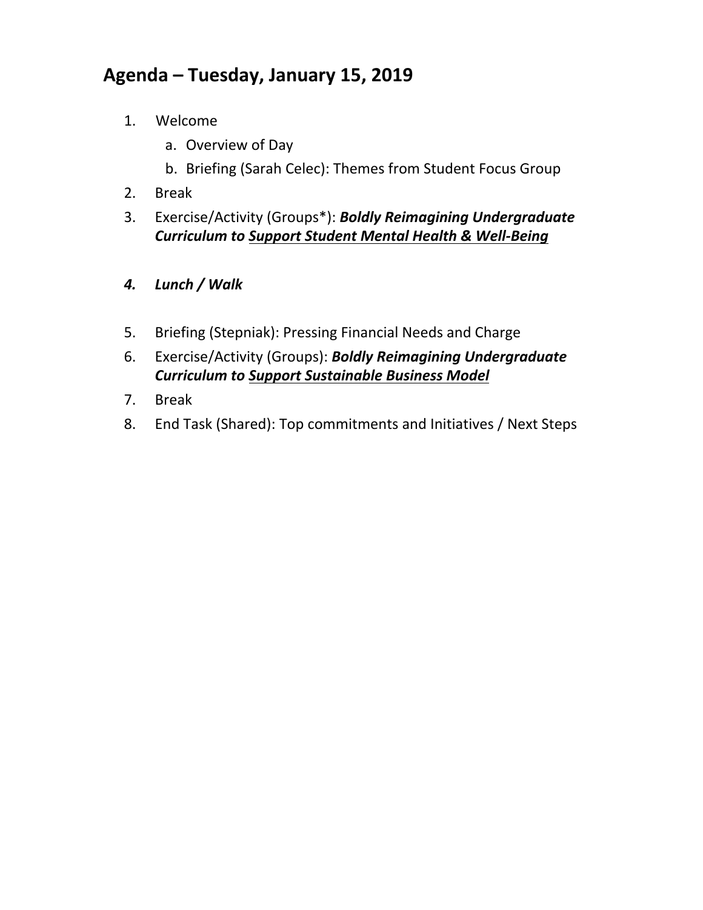## Agenda – Tuesday, January 15, 2019

1. Welcome
   a. Overview of Day
   b. Briefing (Sarah Celec): Themes from Student Focus Group
2. Break
3. Exercise/Activity (Groups*): ***Boldly Reimagining Undergraduate Curriculum to <u>Support Student Mental Health & Well-Being</u>***
4. ***Lunch / Walk***
5. Briefing (Stepniak): Pressing Financial Needs and Charge
6. Exercise/Activity (Groups): ***Boldly Reimagining Undergraduate Curriculum to <u>Support Sustainable Business Model</u>***
7. Break
8. End Task (Shared): Top commitments and Initiatives / Next Steps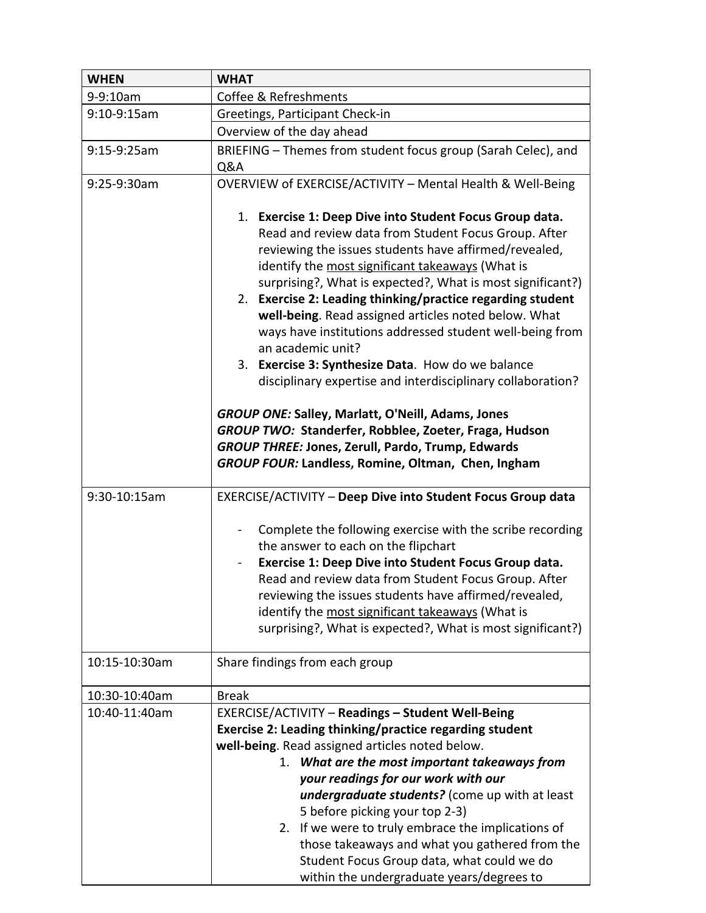| WHEN | WHAT |
|---|---|
| 9-9:10am | Coffee & Refreshments |
| 9:10-9:15am | Greetings, Participant Check-in |
| | Overview of the day ahead |
| 9:15-9:25am | BRIEFING – Themes from student focus group (Sarah Celec), and Q&A |
| 9:25-9:30am | OVERVIEW of EXERCISE/ACTIVITY – Mental Health & Well-Being<br><br>1. **Exercise 1: Deep Dive into Student Focus Group data.** Read and review data from Student Focus Group. After reviewing the issues students have affirmed/revealed, identify the <u>most significant takeaways</u> (What is surprising?, What is expected?, What is most significant?)<br>2. **Exercise 2: Leading thinking/practice regarding student well-being**. Read assigned articles noted below. What ways have institutions addressed student well-being from an academic unit?<br>3. **Exercise 3: Synthesize Data**. How do we balance disciplinary expertise and interdisciplinary collaboration?<br><br>***GROUP ONE:*** **Salley, Marlatt, O'Neill, Adams, Jones**<br>***GROUP TWO:*** **Standerfer, Robblee, Zoeter, Fraga, Hudson**<br>***GROUP THREE:*** **Jones, Zerull, Pardo, Trump, Edwards**<br>***GROUP FOUR:*** **Landless, Romine, Oltman, Chen, Ingham** |
| 9:30-10:15am | EXERCISE/ACTIVITY – **Deep Dive into Student Focus Group data**<br><br>- Complete the following exercise with the scribe recording the answer to each on the flipchart<br>- **Exercise 1: Deep Dive into Student Focus Group data.** Read and review data from Student Focus Group. After reviewing the issues students have affirmed/revealed, identify the <u>most significant takeaways</u> (What is surprising?, What is expected?, What is most significant?) |
| 10:15-10:30am | Share findings from each group |
| 10:30-10:40am | Break |
| 10:40-11:40am | EXERCISE/ACTIVITY – **Readings – Student Well-Being**<br>**Exercise 2: Leading thinking/practice regarding student well-being**. Read assigned articles noted below.<br>1. ***What are the most important takeaways from your readings for our work with our undergraduate students?*** (come up with at least 5 before picking your top 2-3)<br>2. If we were to truly embrace the implications of those takeaways and what you gathered from the Student Focus Group data, what could we do within the undergraduate years/degrees to |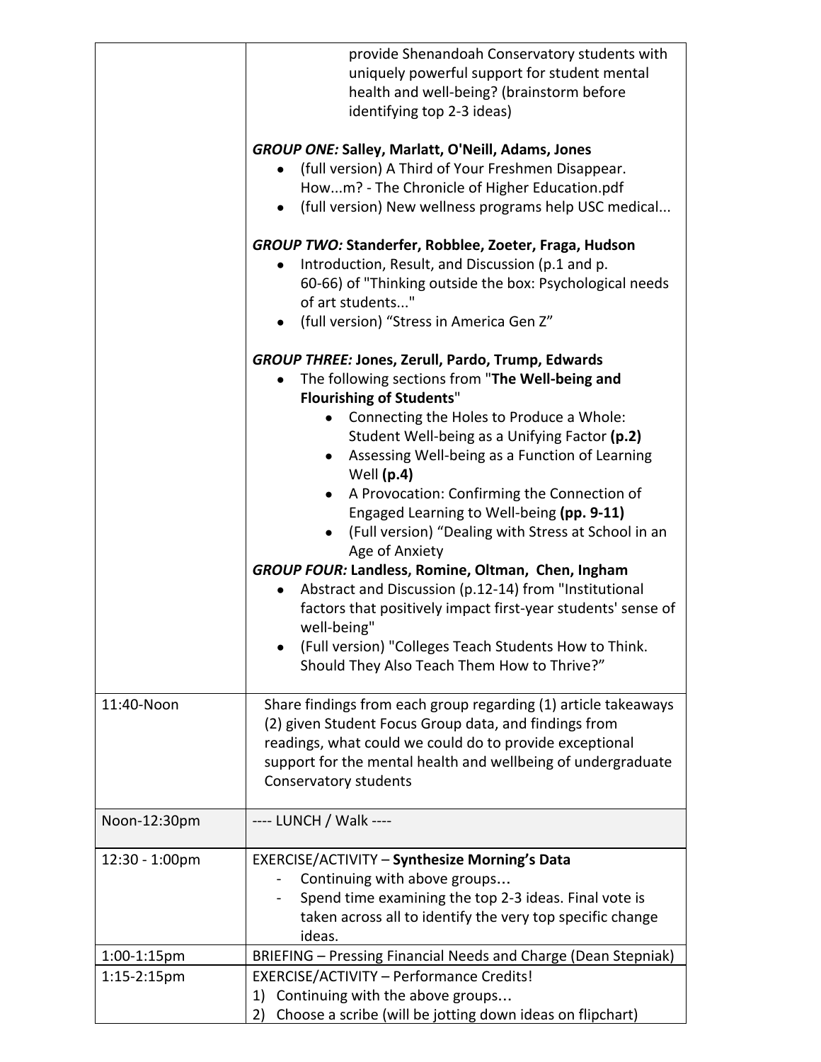| | |
|---|---|
| | provide Shenandoah Conservatory students with uniquely powerful support for student mental health and well-being? (brainstorm before identifying top 2-3 ideas)<br><br>***GROUP ONE:* Salley, Marlatt, O'Neill, Adams, Jones**<br>• (full version) A Third of Your Freshmen Disappear. How...m? - The Chronicle of Higher Education.pdf<br>• (full version) New wellness programs help USC medical...<br><br>***GROUP TWO:* Standerfer, Robblee, Zoeter, Fraga, Hudson**<br>• Introduction, Result, and Discussion (p.1 and p. 60-66) of "Thinking outside the box: Psychological needs of art students..."<br>• (full version) "Stress in America Gen Z"<br><br>***GROUP THREE:* Jones, Zerull, Pardo, Trump, Edwards**<br>• The following sections from "**The Well-being and Flourishing of Students**"<br>  ◦ Connecting the Holes to Produce a Whole: Student Well-being as a Unifying Factor **(p.2)**<br>  ◦ Assessing Well-being as a Function of Learning Well **(p.4)**<br>  ◦ A Provocation: Confirming the Connection of Engaged Learning to Well-being **(pp. 9-11)**<br>  ◦ (Full version) "Dealing with Stress at School in an Age of Anxiety<br>***GROUP FOUR:* Landless, Romine, Oltman, Chen, Ingham**<br>• Abstract and Discussion (p.12-14) from "Institutional factors that positively impact first-year students' sense of well-being"<br>• (Full version) "Colleges Teach Students How to Think. Should They Also Teach Them How to Thrive?" |
| 11:40-Noon | Share findings from each group regarding (1) article takeaways (2) given Student Focus Group data, and findings from readings, what could we could do to provide exceptional support for the mental health and wellbeing of undergraduate Conservatory students |
| Noon-12:30pm | ---- LUNCH / Walk ---- |
| 12:30 - 1:00pm | EXERCISE/ACTIVITY – **Synthesize Morning's Data**<br>- Continuing with above groups…<br>- Spend time examining the top 2-3 ideas. Final vote is taken across all to identify the very top specific change ideas. |
| 1:00-1:15pm | BRIEFING – Pressing Financial Needs and Charge (Dean Stepniak) |
| 1:15-2:15pm | EXERCISE/ACTIVITY – Performance Credits!<br>1) Continuing with the above groups…<br>2) Choose a scribe (will be jotting down ideas on flipchart) |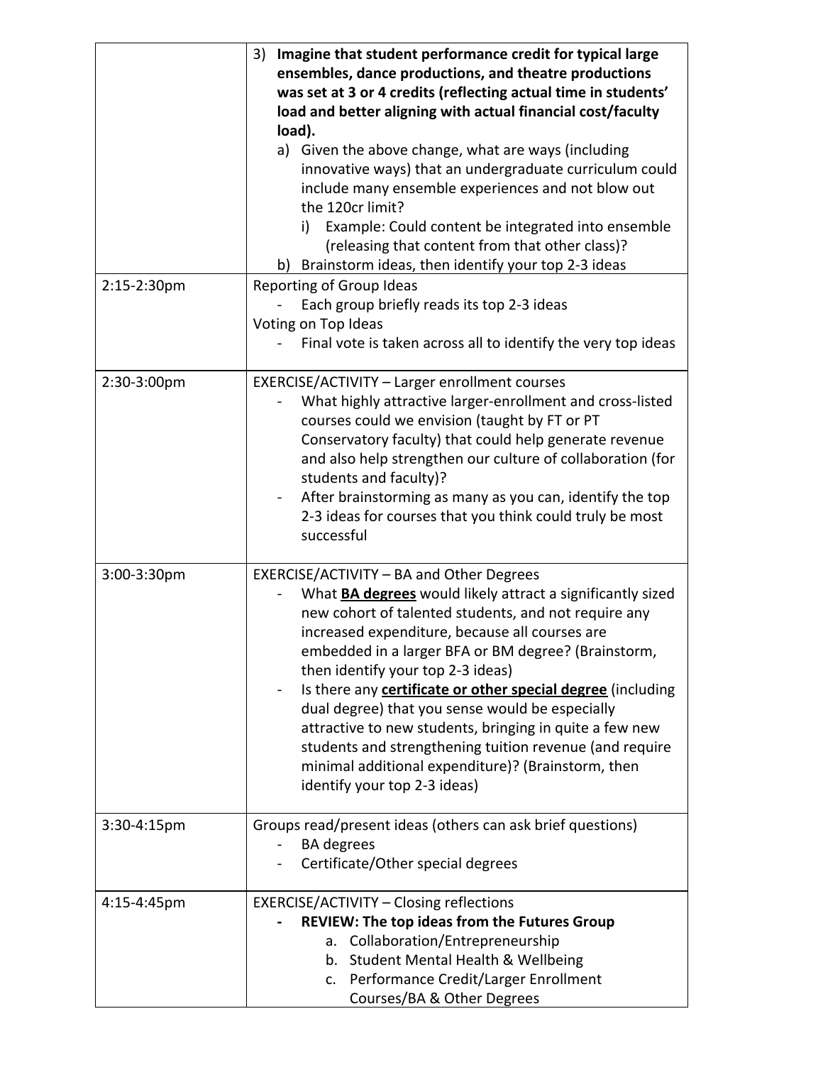| | |
|---|---|
| | 3) **Imagine that student performance credit for typical large ensembles, dance productions, and theatre productions was set at 3 or 4 credits (reflecting actual time in students' load and better aligning with actual financial cost/faculty load).**<br>a) Given the above change, what are ways (including innovative ways) that an undergraduate curriculum could include many ensemble experiences and not blow out the 120cr limit?<br>i) Example: Could content be integrated into ensemble (releasing that content from that other class)?<br>b) Brainstorm ideas, then identify your top 2-3 ideas |
| 2:15-2:30pm | Reporting of Group Ideas<br>- Each group briefly reads its top 2-3 ideas<br>Voting on Top Ideas<br>- Final vote is taken across all to identify the very top ideas |
| 2:30-3:00pm | EXERCISE/ACTIVITY – Larger enrollment courses<br>- What highly attractive larger-enrollment and cross-listed courses could we envision (taught by FT or PT Conservatory faculty) that could help generate revenue and also help strengthen our culture of collaboration (for students and faculty)?<br>- After brainstorming as many as you can, identify the top 2-3 ideas for courses that you think could truly be most successful |
| 3:00-3:30pm | EXERCISE/ACTIVITY – BA and Other Degrees<br>- What <u>**BA degrees**</u> would likely attract a significantly sized new cohort of talented students, and not require any increased expenditure, because all courses are embedded in a larger BFA or BM degree? (Brainstorm, then identify your top 2-3 ideas)<br>- Is there any <u>**certificate or other special degree**</u> (including dual degree) that you sense would be especially attractive to new students, bringing in quite a few new students and strengthening tuition revenue (and require minimal additional expenditure)? (Brainstorm, then identify your top 2-3 ideas) |
| 3:30-4:15pm | Groups read/present ideas (others can ask brief questions)<br>- BA degrees<br>- Certificate/Other special degrees |
| 4:15-4:45pm | EXERCISE/ACTIVITY – Closing reflections<br>- **REVIEW: The top ideas from the Futures Group**<br>a. Collaboration/Entrepreneurship<br>b. Student Mental Health & Wellbeing<br>c. Performance Credit/Larger Enrollment Courses/BA & Other Degrees |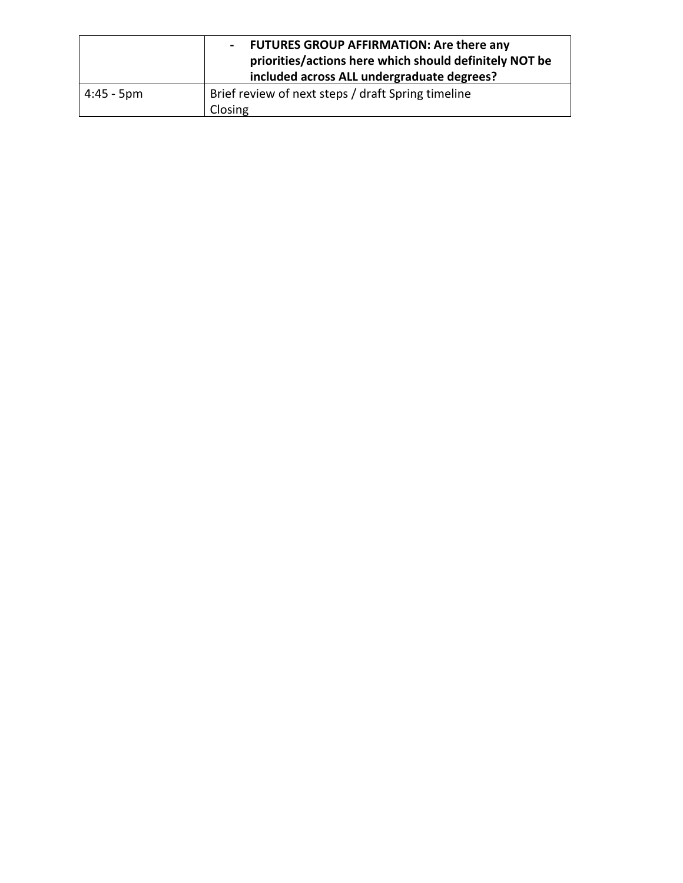| | |
|---|---|
| | - **FUTURES GROUP AFFIRMATION: Are there any priorities/actions here which should definitely NOT be included across ALL undergraduate degrees?** |
| 4:45 - 5pm | Brief review of next steps / draft Spring timeline<br>Closing |